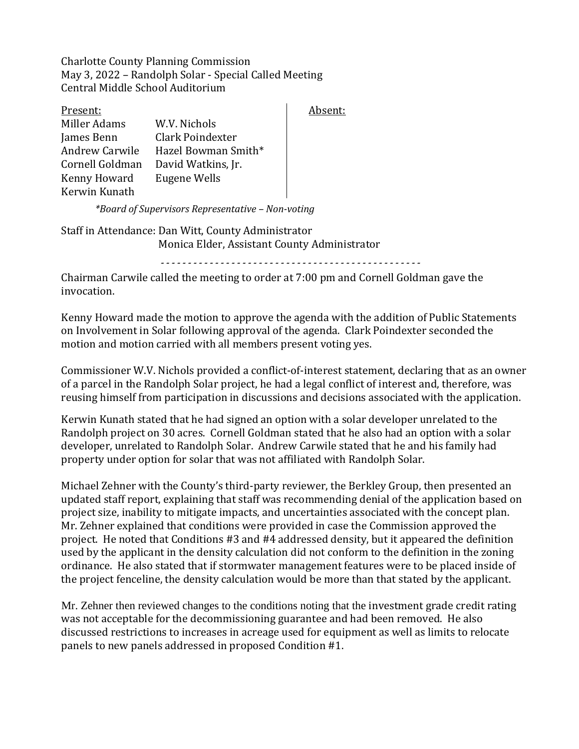Charlotte County Planning Commission
May 3, 2022 – Randolph Solar - Special Called Meeting
Central Middle School Auditorium

| Present: | | Absent: |
|---|---|---|
| Miller Adams | W.V. Nichols | |
| James Benn | Clark Poindexter | |
| Andrew Carwile | Hazel Bowman Smith* | |
| Cornell Goldman | David Watkins, Jr. | |
| Kenny Howard | Eugene Wells | |
| Kerwin Kunath | | |

*\*Board of Supervisors Representative – Non-voting*

Staff in Attendance: Dan Witt, County Administrator
Monica Elder, Assistant County Administrator

- - - - - - - - - - - - - - - - - - - - - - - - - - - - - - - - - - - - - - - - - - - - - - - -

Chairman Carwile called the meeting to order at 7:00 pm and Cornell Goldman gave the invocation.

Kenny Howard made the motion to approve the agenda with the addition of Public Statements on Involvement in Solar following approval of the agenda. Clark Poindexter seconded the motion and motion carried with all members present voting yes.

Commissioner W.V. Nichols provided a conflict-of-interest statement, declaring that as an owner of a parcel in the Randolph Solar project, he had a legal conflict of interest and, therefore, was reusing himself from participation in discussions and decisions associated with the application.

Kerwin Kunath stated that he had signed an option with a solar developer unrelated to the Randolph project on 30 acres. Cornell Goldman stated that he also had an option with a solar developer, unrelated to Randolph Solar. Andrew Carwile stated that he and his family had property under option for solar that was not affiliated with Randolph Solar.

Michael Zehner with the County's third-party reviewer, the Berkley Group, then presented an updated staff report, explaining that staff was recommending denial of the application based on project size, inability to mitigate impacts, and uncertainties associated with the concept plan. Mr. Zehner explained that conditions were provided in case the Commission approved the project. He noted that Conditions #3 and #4 addressed density, but it appeared the definition used by the applicant in the density calculation did not conform to the definition in the zoning ordinance. He also stated that if stormwater management features were to be placed inside of the project fenceline, the density calculation would be more than that stated by the applicant.

Mr. Zehner then reviewed changes to the conditions noting that the investment grade credit rating was not acceptable for the decommissioning guarantee and had been removed. He also discussed restrictions to increases in acreage used for equipment as well as limits to relocate panels to new panels addressed in proposed Condition #1.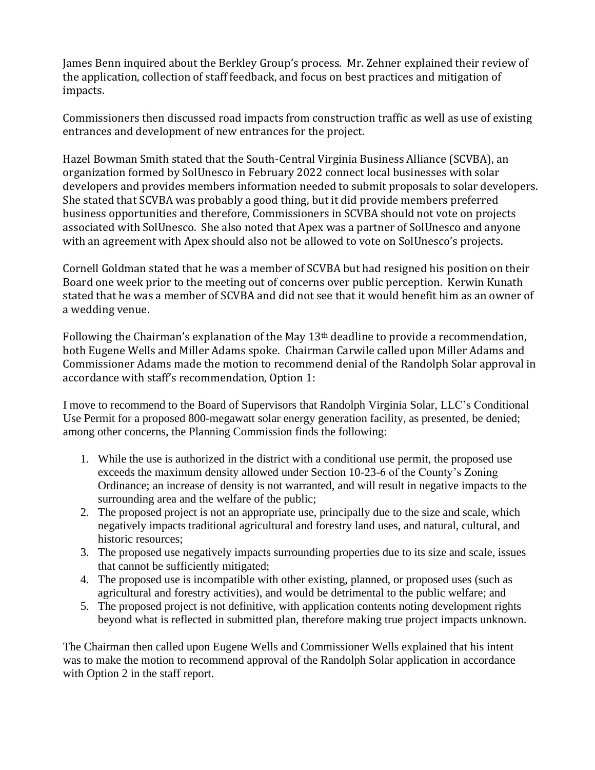James Benn inquired about the Berkley Group's process. Mr. Zehner explained their review of the application, collection of staff feedback, and focus on best practices and mitigation of impacts.

Commissioners then discussed road impacts from construction traffic as well as use of existing entrances and development of new entrances for the project.

Hazel Bowman Smith stated that the South-Central Virginia Business Alliance (SCVBA), an organization formed by SolUnesco in February 2022 connect local businesses with solar developers and provides members information needed to submit proposals to solar developers. She stated that SCVBA was probably a good thing, but it did provide members preferred business opportunities and therefore, Commissioners in SCVBA should not vote on projects associated with SolUnesco. She also noted that Apex was a partner of SolUnesco and anyone with an agreement with Apex should also not be allowed to vote on SolUnesco's projects.

Cornell Goldman stated that he was a member of SCVBA but had resigned his position on their Board one week prior to the meeting out of concerns over public perception. Kerwin Kunath stated that he was a member of SCVBA and did not see that it would benefit him as an owner of a wedding venue.

Following the Chairman's explanation of the May 13th deadline to provide a recommendation, both Eugene Wells and Miller Adams spoke. Chairman Carwile called upon Miller Adams and Commissioner Adams made the motion to recommend denial of the Randolph Solar approval in accordance with staff's recommendation, Option 1:

I move to recommend to the Board of Supervisors that Randolph Virginia Solar, LLC's Conditional Use Permit for a proposed 800-megawatt solar energy generation facility, as presented, be denied; among other concerns, the Planning Commission finds the following:

1. While the use is authorized in the district with a conditional use permit, the proposed use exceeds the maximum density allowed under Section 10-23-6 of the County's Zoning Ordinance; an increase of density is not warranted, and will result in negative impacts to the surrounding area and the welfare of the public;
2. The proposed project is not an appropriate use, principally due to the size and scale, which negatively impacts traditional agricultural and forestry land uses, and natural, cultural, and historic resources;
3. The proposed use negatively impacts surrounding properties due to its size and scale, issues that cannot be sufficiently mitigated;
4. The proposed use is incompatible with other existing, planned, or proposed uses (such as agricultural and forestry activities), and would be detrimental to the public welfare; and
5. The proposed project is not definitive, with application contents noting development rights beyond what is reflected in submitted plan, therefore making true project impacts unknown.

The Chairman then called upon Eugene Wells and Commissioner Wells explained that his intent was to make the motion to recommend approval of the Randolph Solar application in accordance with Option 2 in the staff report.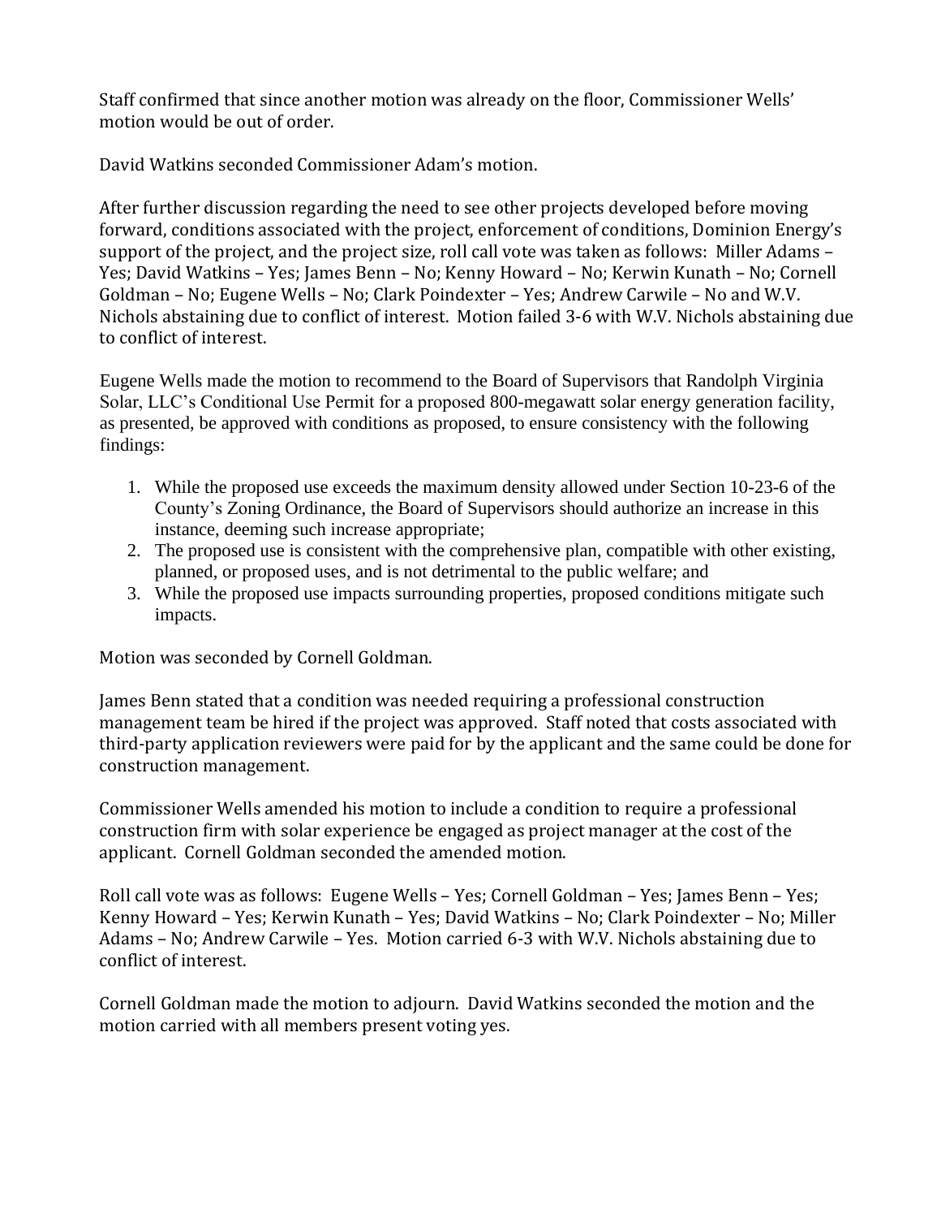Staff confirmed that since another motion was already on the floor, Commissioner Wells' motion would be out of order.

David Watkins seconded Commissioner Adam's motion.

After further discussion regarding the need to see other projects developed before moving forward, conditions associated with the project, enforcement of conditions, Dominion Energy's support of the project, and the project size, roll call vote was taken as follows: Miller Adams – Yes; David Watkins – Yes; James Benn – No; Kenny Howard – No; Kerwin Kunath – No; Cornell Goldman – No; Eugene Wells – No; Clark Poindexter – Yes; Andrew Carwile – No and W.V. Nichols abstaining due to conflict of interest. Motion failed 3-6 with W.V. Nichols abstaining due to conflict of interest.

Eugene Wells made the motion to recommend to the Board of Supervisors that Randolph Virginia Solar, LLC's Conditional Use Permit for a proposed 800-megawatt solar energy generation facility, as presented, be approved with conditions as proposed, to ensure consistency with the following findings:

1. While the proposed use exceeds the maximum density allowed under Section 10-23-6 of the County's Zoning Ordinance, the Board of Supervisors should authorize an increase in this instance, deeming such increase appropriate;
2. The proposed use is consistent with the comprehensive plan, compatible with other existing, planned, or proposed uses, and is not detrimental to the public welfare; and
3. While the proposed use impacts surrounding properties, proposed conditions mitigate such impacts.

Motion was seconded by Cornell Goldman.

James Benn stated that a condition was needed requiring a professional construction management team be hired if the project was approved. Staff noted that costs associated with third-party application reviewers were paid for by the applicant and the same could be done for construction management.

Commissioner Wells amended his motion to include a condition to require a professional construction firm with solar experience be engaged as project manager at the cost of the applicant. Cornell Goldman seconded the amended motion.

Roll call vote was as follows: Eugene Wells – Yes; Cornell Goldman – Yes; James Benn – Yes; Kenny Howard – Yes; Kerwin Kunath – Yes; David Watkins – No; Clark Poindexter – No; Miller Adams – No; Andrew Carwile – Yes. Motion carried 6-3 with W.V. Nichols abstaining due to conflict of interest.

Cornell Goldman made the motion to adjourn. David Watkins seconded the motion and the motion carried with all members present voting yes.